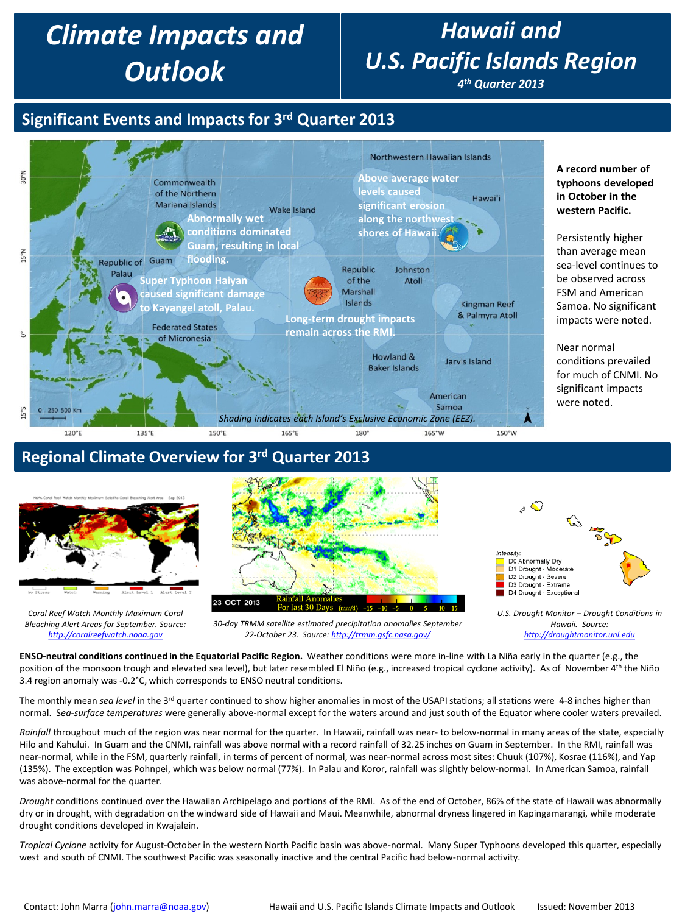# Climate Impacts and Outlook

# Hawaii and U.S. Pacific Islands Region

*4th Quarter 2013*

## Significant Events and Impacts for 3rd Quarter 2013

Abnormally wet conditions dominated Guam, resulting in local flooding.

Above average water levels caused significant erosion along the northwest shores of Hawaii.

Super Typhoon Haiyan caused significant damage to Kayangel atoll, Palau.

Long-term drought impacts remain across the RMI.

*Shading indicates each Island's Exclusive Economic Zone (EEZ).*

**A record number of typhoons developed in October in the western Pacific.**

Persistently higher than average mean sea-level continues to be observed across FSM and American Samoa. No significant impacts were noted.

Near normal conditions prevailed for much of CNMI. No significant impacts were noted.

## Regional Climate Overview for 3rd Quarter 2013

*Coral Reef Watch Monthly Maximum Coral Bleaching Alert Areas for September. Source: http://coralreefwatch.noaa.gov*

*30-day TRMM satellite estimated precipitation anomalies September 22-October 23. Source: http://trmm.gsfc.nasa.gov/*

*U.S. Drought Monitor – Drought Conditions in Hawaii. Source: http://droughtmonitor.unl.edu*

**ENSO-neutral conditions continued in the Equatorial Pacific Region.** Weather conditions were more in-line with La Niña early in the quarter (e.g., the position of the monsoon trough and elevated sea level), but later resembled El Niño (e.g., increased tropical cyclone activity). As of November 4th the Niño 3.4 region anomaly was -0.2°C, which corresponds to ENSO neutral conditions.

The monthly mean *sea level* in the 3rd quarter continued to show higher anomalies in most of the USAPI stations; all stations were 4-8 inches higher than normal. *Sea-surface temperatures* were generally above-normal except for the waters around and just south of the Equator where cooler waters prevailed.

*Rainfall* throughout much of the region was near normal for the quarter. In Hawaii, rainfall was near- to below-normal in many areas of the state, especially Hilo and Kahului. In Guam and the CNMI, rainfall was above normal with a record rainfall of 32.25 inches on Guam in September. In the RMI, rainfall was near-normal, while in the FSM, quarterly rainfall, in terms of percent of normal, was near-normal across most sites: Chuuk (107%), Kosrae (116%), and Yap (135%). The exception was Pohnpei, which was below normal (77%). In Palau and Koror, rainfall was slightly below-normal. In American Samoa, rainfall was above-normal for the quarter.

*Drought* conditions continued over the Hawaiian Archipelago and portions of the RMI. As of the end of October, 86% of the state of Hawaii was abnormally dry or in drought, with degradation on the windward side of Hawaii and Maui. Meanwhile, abnormal dryness lingered in Kapingamarangi, while moderate drought conditions developed in Kwajalein.

*Tropical Cyclone* activity for August-October in the western North Pacific basin was above-normal. Many Super Typhoons developed this quarter, especially west and south of CNMI. The southwest Pacific was seasonally inactive and the central Pacific had below-normal activity.

Contact: John Marra (john.marra@noaa.gov) Hawaii and U.S. Pacific Islands Climate Impacts and Outlook Issued: November 2013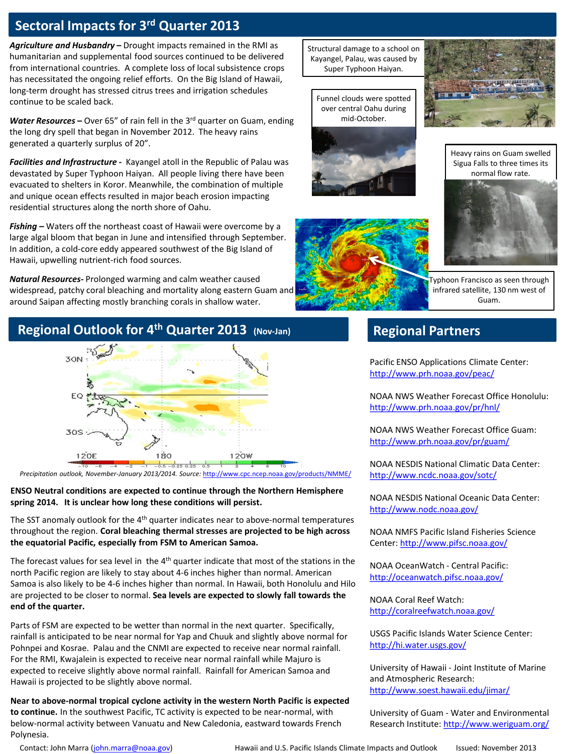## Sectoral Impacts for 3rd Quarter 2013

***Agriculture and Husbandry –*** Drought impacts remained in the RMI as humanitarian and supplemental food sources continued to be delivered from international countries. A complete loss of local subsistence crops has necessitated the ongoing relief efforts. On the Big Island of Hawaii, long-term drought has stressed citrus trees and irrigation schedules continue to be scaled back.

***Water Resources –*** Over 65" of rain fell in the 3rd quarter on Guam, ending the long dry spell that began in November 2012. The heavy rains generated a quarterly surplus of 20".

***Facilities and Infrastructure -*** Kayangel atoll in the Republic of Palau was devastated by Super Typhoon Haiyan. All people living there have been evacuated to shelters in Koror. Meanwhile, the combination of multiple and unique ocean effects resulted in major beach erosion impacting residential structures along the north shore of Oahu.

***Fishing –*** Waters off the northeast coast of Hawaii were overcome by a large algal bloom that began in June and intensified through September. In addition, a cold-core eddy appeared southwest of the Big Island of Hawaii, upwelling nutrient-rich food sources.

***Natural Resources-*** Prolonged warming and calm weather caused widespread, patchy coral bleaching and mortality along eastern Guam and around Saipan affecting mostly branching corals in shallow water.

Structural damage to a school on Kayangel, Palau, was caused by Super Typhoon Haiyan.

Funnel clouds were spotted over central Oahu during mid-October.

Heavy rains on Guam swelled Sigua Falls to three times its normal flow rate.

Typhoon Francisco as seen through infrared satellite, 130 nm west of Guam.

## Regional Outlook for 4th Quarter 2013 (Nov-Jan)

30N
EQ
30S
120E
180
120W
−10 −6 −4 −2 −1 −0.5 −0.25 0.25 0.5 1 2 4 6 10

*Precipitation outlook, November-January 2013/2014. Source: http://www.cpc.ncep.noaa.gov/products/NMME/*

**ENSO Neutral conditions are expected to continue through the Northern Hemisphere spring 2014. It is unclear how long these conditions will persist.**

The SST anomaly outlook for the 4th quarter indicates near to above-normal temperatures throughout the region. **Coral bleaching thermal stresses are projected to be high across the equatorial Pacific, especially from FSM to American Samoa.**

The forecast values for sea level in the 4th quarter indicate that most of the stations in the north Pacific region are likely to stay about 4-6 inches higher than normal. American Samoa is also likely to be 4-6 inches higher than normal. In Hawaii, both Honolulu and Hilo are projected to be closer to normal. **Sea levels are expected to slowly fall towards the end of the quarter.**

Parts of FSM are expected to be wetter than normal in the next quarter. Specifically, rainfall is anticipated to be near normal for Yap and Chuuk and slightly above normal for Pohnpei and Kosrae. Palau and the CNMI are expected to receive near normal rainfall. For the RMI, Kwajalein is expected to receive near normal rainfall while Majuro is expected to receive slightly above normal rainfall. Rainfall for American Samoa and Hawaii is projected to be slightly above normal.

**Near to above-normal tropical cyclone activity in the western North Pacific is expected to continue.** In the southwest Pacific, TC activity is expected to be near-normal, with below-normal activity between Vanuatu and New Caledonia, eastward towards French Polynesia.

## Regional Partners

Pacific ENSO Applications Climate Center: http://www.prh.noaa.gov/peac/

NOAA NWS Weather Forecast Office Honolulu: http://www.prh.noaa.gov/pr/hnl/

NOAA NWS Weather Forecast Office Guam: http://www.prh.noaa.gov/pr/guam/

NOAA NESDIS National Climatic Data Center: http://www.ncdc.noaa.gov/sotc/

NOAA NESDIS National Oceanic Data Center: http://www.nodc.noaa.gov/

NOAA NMFS Pacific Island Fisheries Science Center: http://www.pifsc.noaa.gov/

NOAA OceanWatch - Central Pacific: http://oceanwatch.pifsc.noaa.gov/

NOAA Coral Reef Watch: http://coralreefwatch.noaa.gov/

USGS Pacific Islands Water Science Center: http://hi.water.usgs.gov/

University of Hawaii - Joint Institute of Marine and Atmospheric Research: http://www.soest.hawaii.edu/jimar/

University of Guam - Water and Environmental Research Institute: http://www.weriguam.org/

Contact: John Marra (john.marra@noaa.gov)